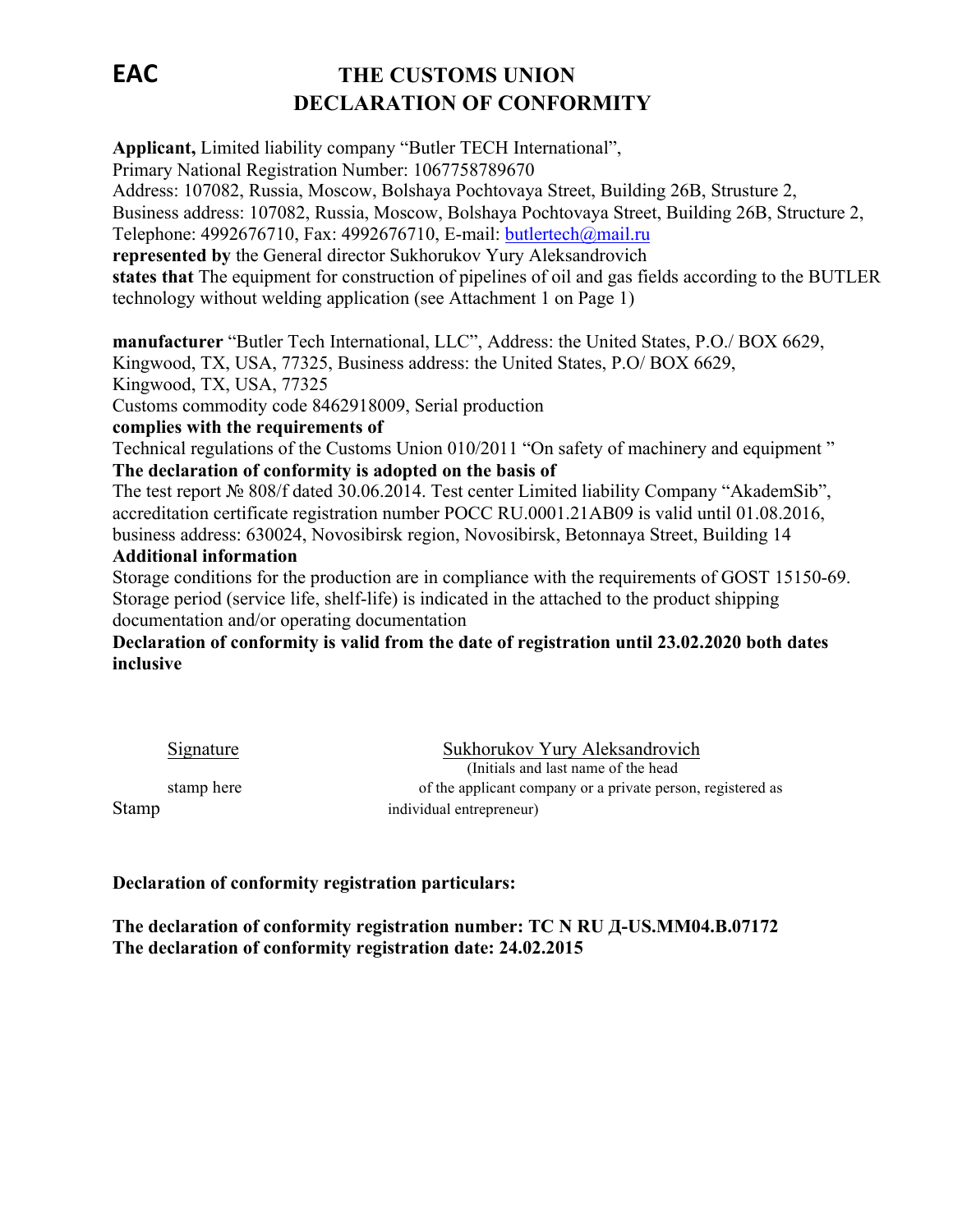**EAC**

# THE CUSTOMS UNION
# DECLARATION OF CONFORMITY

**Applicant,** Limited liability company "Butler TECH International",
Primary National Registration Number: 1067758789670
Address: 107082, Russia, Moscow, Bolshaya Pochtovaya Street, Building 26B, Strusture 2,
Business address: 107082, Russia, Moscow, Bolshaya Pochtovaya Street, Building 26B, Structure 2,
Telephone: 4992676710, Fax: 4992676710, E-mail: butlertech@mail.ru
**represented by** the General director Sukhorukov Yury Aleksandrovich
**states that** The equipment for construction of pipelines of oil and gas fields according to the BUTLER technology without welding application (see Attachment 1 on Page 1)

**manufacturer** "Butler Tech International, LLC", Address: the United States, P.O./ BOX 6629, Kingwood, TX, USA, 77325, Business address: the United States, P.O/ BOX 6629, Kingwood, TX, USA, 77325
Customs commodity code 8462918009, Serial production
**complies with the requirements of**
Technical regulations of the Customs Union 010/2011 "On safety of machinery and equipment "
**The declaration of conformity is adopted on the basis of**
The test report № 808/f dated 30.06.2014. Test center Limited liability Company "AkademSib", accreditation certificate registration number POCC RU.0001.21AB09 is valid until 01.08.2016, business address: 630024, Novosibirsk region, Novosibirsk, Betonnaya Street, Building 14
**Additional information**
Storage conditions for the production are in compliance with the requirements of GOST 15150-69. Storage period (service life, shelf-life) is indicated in the attached to the product shipping documentation and/or operating documentation
**Declaration of conformity is valid from the date of registration until 23.02.2020 both dates inclusive**

Signature — Sukhorukov Yury Aleksandrovich
stamp here — (Initials and last name of the head of the applicant company or a private person, registered as individual entrepreneur)
Stamp

**Declaration of conformity registration particulars:**

**The declaration of conformity registration number: TC N RU Д-US.MM04.B.07172**
**The declaration of conformity registration date: 24.02.2015**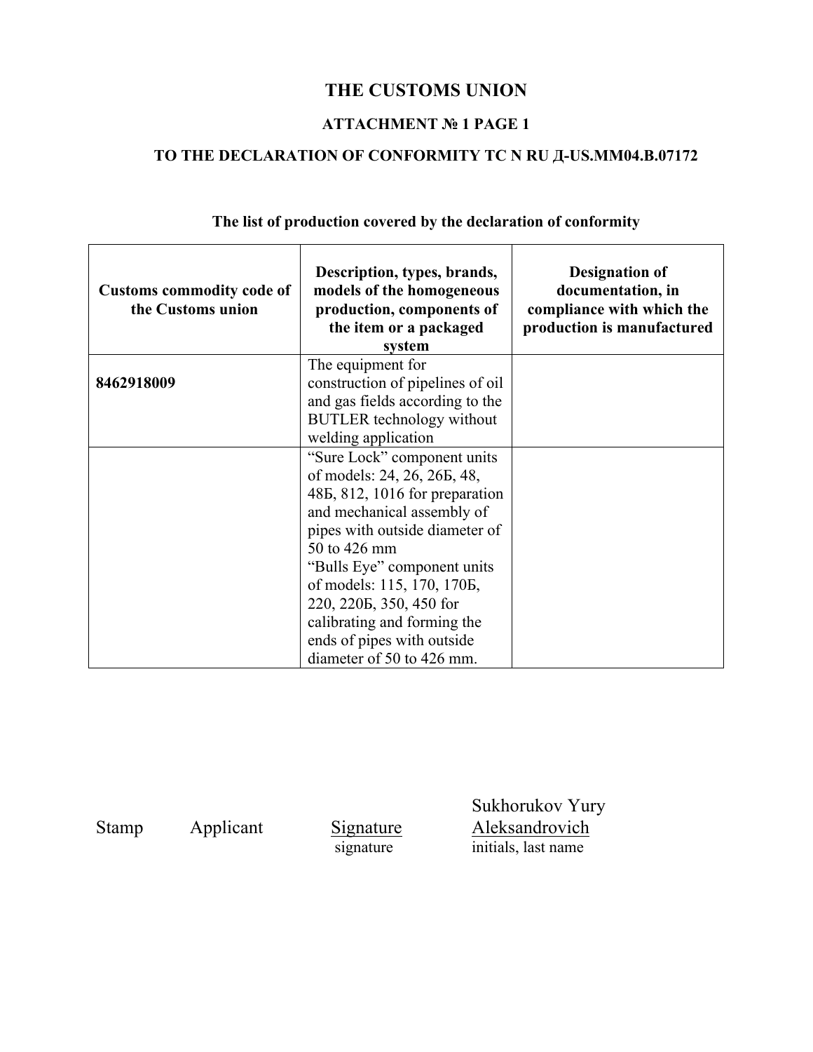# THE CUSTOMS UNION

### ATTACHMENT № 1 PAGE 1

### TO THE DECLARATION OF CONFORMITY TC N RU Д-US.MM04.B.07172

**The list of production covered by the declaration of conformity**

| Customs commodity code of the Customs union | Description, types, brands, models of the homogeneous production, components of the item or a packaged system | Designation of documentation, in compliance with which the production is manufactured |
|---|---|---|
| **8462918009** | The equipment for construction of pipelines of oil and gas fields according to the BUTLER technology without welding application | |
| | "Sure Lock" component units of models: 24, 26, 26Б, 48, 48Б, 812, 1016 for preparation and mechanical assembly of pipes with outside diameter of 50 to 426 mm<br>"Bulls Eye" component units of models: 115, 170, 170Б, 220, 220Б, 350, 450 for calibrating and forming the ends of pipes with outside diameter of 50 to 426 mm. | |

Stamp Applicant Signature Sukhorukov Yury Aleksandrovich

signature initials, last name